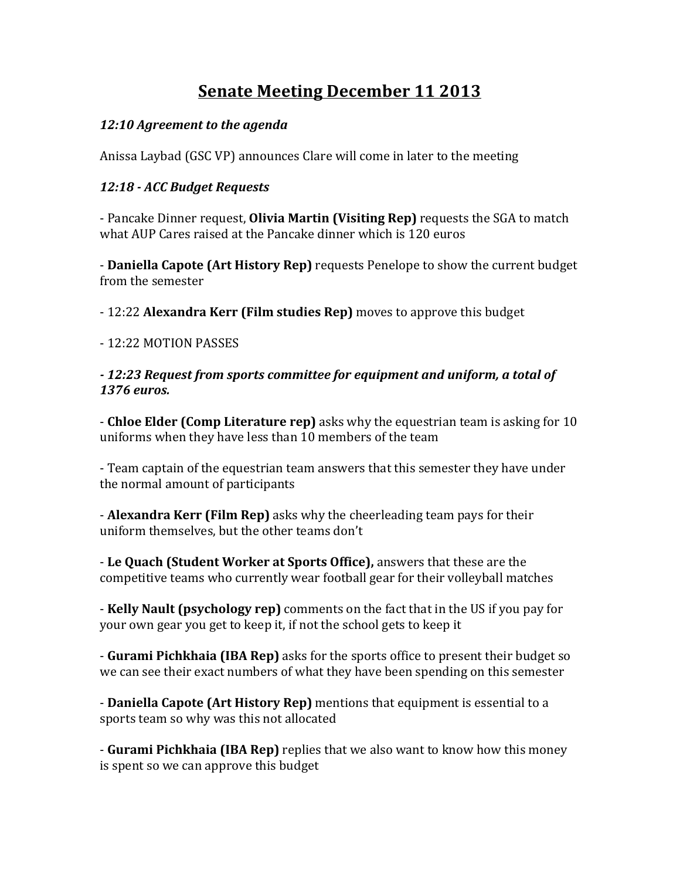# Senate Meeting December 11 2013

***12:10 Agreement to the agenda***

Anissa Laybad (GSC VP) announces Clare will come in later to the meeting

***12:18 - ACC Budget Requests***

- Pancake Dinner request, **Olivia Martin (Visiting Rep)** requests the SGA to match what AUP Cares raised at the Pancake dinner which is 120 euros

- **Daniella Capote (Art History Rep)** requests Penelope to show the current budget from the semester

- 12:22 **Alexandra Kerr (Film studies Rep)** moves to approve this budget

- 12:22 MOTION PASSES

***- 12:23 Request from sports committee for equipment and uniform, a total of 1376 euros.***

- **Chloe Elder (Comp Literature rep)** asks why the equestrian team is asking for 10 uniforms when they have less than 10 members of the team

- Team captain of the equestrian team answers that this semester they have under the normal amount of participants

- **Alexandra Kerr (Film Rep)** asks why the cheerleading team pays for their uniform themselves, but the other teams don't

- **Le Quach (Student Worker at Sports Office),** answers that these are the competitive teams who currently wear football gear for their volleyball matches

- **Kelly Nault (psychology rep)** comments on the fact that in the US if you pay for your own gear you get to keep it, if not the school gets to keep it

- **Gurami Pichkhaia (IBA Rep)** asks for the sports office to present their budget so we can see their exact numbers of what they have been spending on this semester

- **Daniella Capote (Art History Rep)** mentions that equipment is essential to a sports team so why was this not allocated

- **Gurami Pichkhaia (IBA Rep)** replies that we also want to know how this money is spent so we can approve this budget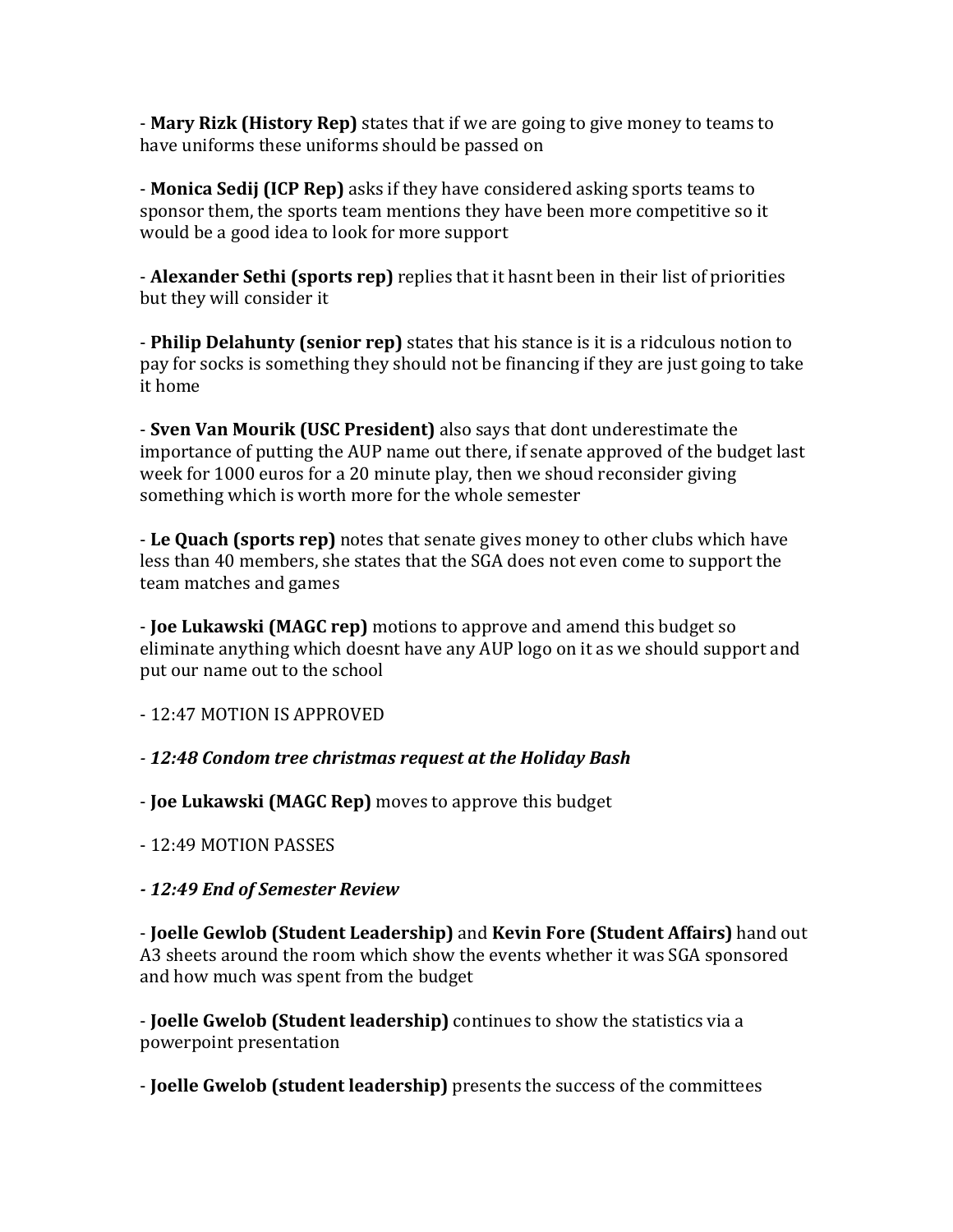- **Mary Rizk (History Rep)** states that if we are going to give money to teams to have uniforms these uniforms should be passed on

- **Monica Sedij (ICP Rep)** asks if they have considered asking sports teams to sponsor them, the sports team mentions they have been more competitive so it would be a good idea to look for more support

- **Alexander Sethi (sports rep)** replies that it hasnt been in their list of priorities but they will consider it

- **Philip Delahunty (senior rep)** states that his stance is it is a ridculous notion to pay for socks is something they should not be financing if they are just going to take it home

- **Sven Van Mourik (USC President)** also says that dont underestimate the importance of putting the AUP name out there, if senate approved of the budget last week for 1000 euros for a 20 minute play, then we shoud reconsider giving something which is worth more for the whole semester

- **Le Quach (sports rep)** notes that senate gives money to other clubs which have less than 40 members, she states that the SGA does not even come to support the team matches and games

- **Joe Lukawski (MAGC rep)** motions to approve and amend this budget so eliminate anything which doesnt have any AUP logo on it as we should support and put our name out to the school

- 12:47 MOTION IS APPROVED

- ***12:48 Condom tree christmas request at the Holiday Bash***

- **Joe Lukawski (MAGC Rep)** moves to approve this budget

- 12:49 MOTION PASSES

***- 12:49 End of Semester Review***

- **Joelle Gewlob (Student Leadership)** and **Kevin Fore (Student Affairs)** hand out A3 sheets around the room which show the events whether it was SGA sponsored and how much was spent from the budget

- **Joelle Gwelob (Student leadership)** continues to show the statistics via a powerpoint presentation

- **Joelle Gwelob (student leadership)** presents the success of the committees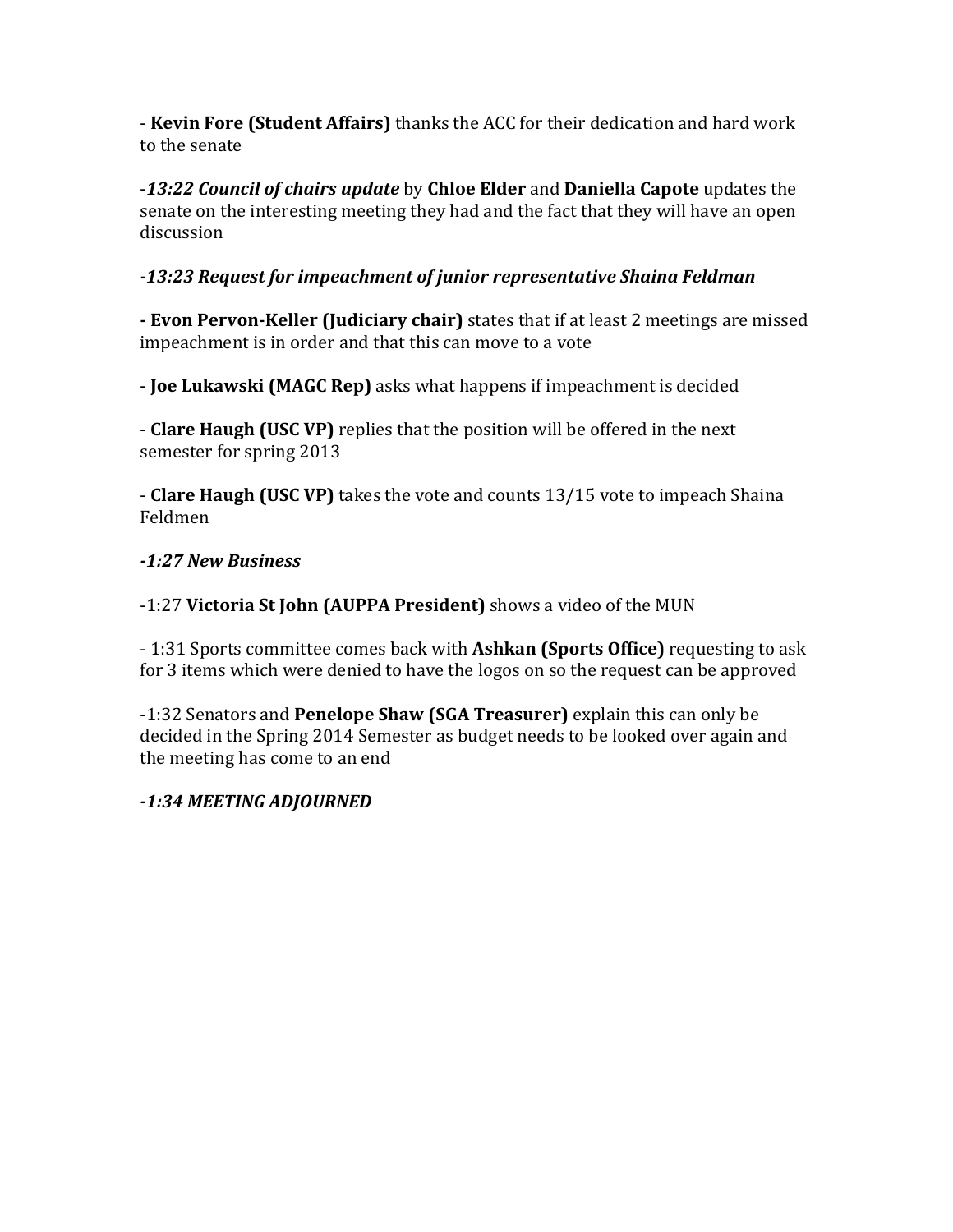- **Kevin Fore (Student Affairs)** thanks the ACC for their dedication and hard work to the senate

-***13:22 Council of chairs update*** by **Chloe Elder** and **Daniella Capote** updates the senate on the interesting meeting they had and the fact that they will have an open discussion

***-13:23 Request for impeachment of junior representative Shaina Feldman***

**- Evon Pervon-Keller (Judiciary chair)** states that if at least 2 meetings are missed impeachment is in order and that this can move to a vote

- **Joe Lukawski (MAGC Rep)** asks what happens if impeachment is decided

- **Clare Haugh (USC VP)** replies that the position will be offered in the next semester for spring 2013

- **Clare Haugh (USC VP)** takes the vote and counts 13/15 vote to impeach Shaina Feldmen

***-1:27 New Business***

-1:27 **Victoria St John (AUPPA President)** shows a video of the MUN

- 1:31 Sports committee comes back with **Ashkan (Sports Office)** requesting to ask for 3 items which were denied to have the logos on so the request can be approved

-1:32 Senators and **Penelope Shaw (SGA Treasurer)** explain this can only be decided in the Spring 2014 Semester as budget needs to be looked over again and the meeting has come to an end

***-1:34 MEETING ADJOURNED***